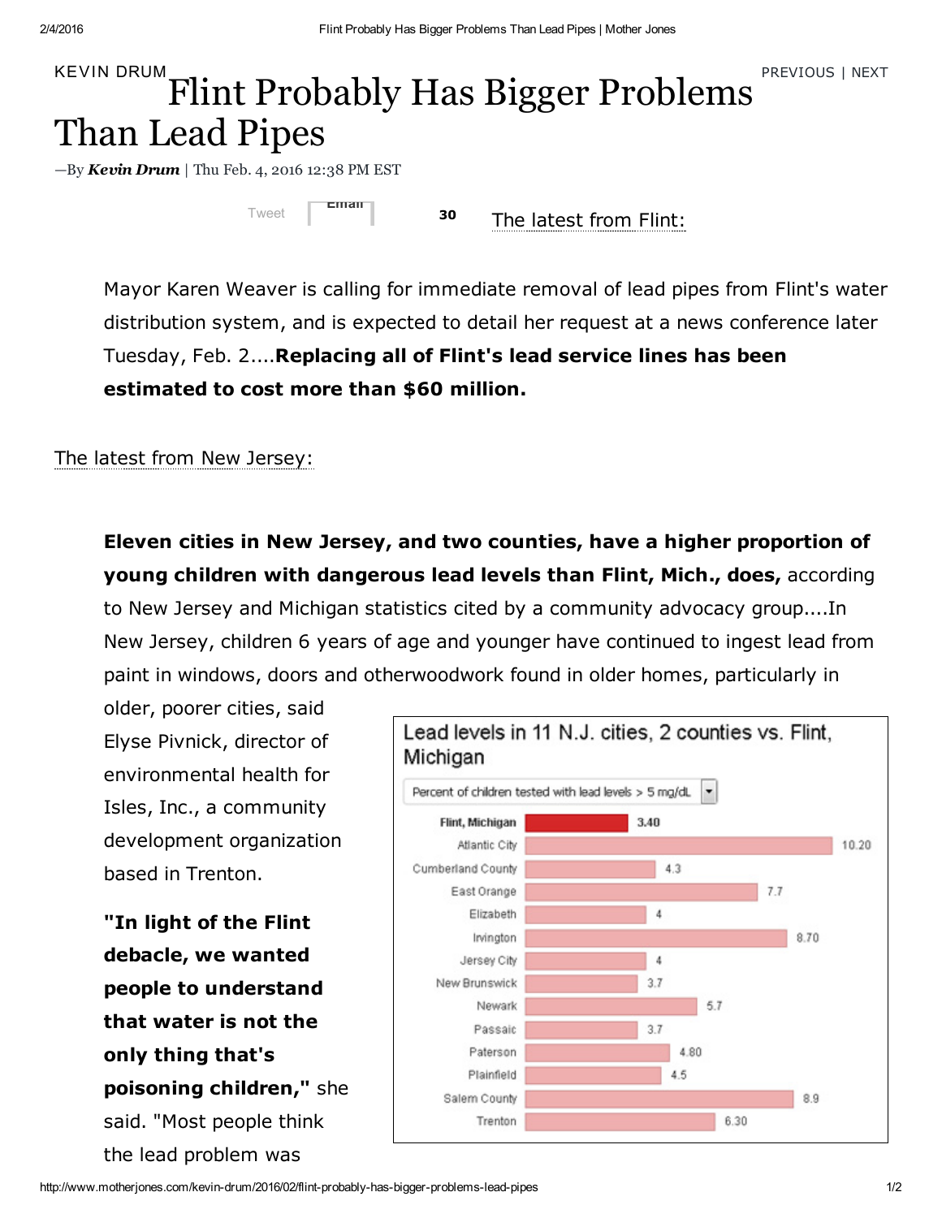KEVIN DRUM

# Flint Probably Has Bigger Problems Than Lead Pipes

—By ***Kevin Drum*** | Thu Feb. 4, 2016 12:38 PM EST

The latest from Flint:

> Mayor Karen Weaver is calling for immediate removal of lead pipes from Flint's water distribution system, and is expected to detail her request at a news conference later Tuesday, Feb. 2....**Replacing all of Flint's lead service lines has been estimated to cost more than $60 million.**

The latest from New Jersey:

> **Eleven cities in New Jersey, and two counties, have a higher proportion of young children with dangerous lead levels than Flint, Mich., does,** according to New Jersey and Michigan statistics cited by a community advocacy group....In New Jersey, children 6 years of age and younger have continued to ingest lead from paint in windows, doors and otherwoodwork found in older homes, particularly in older, poorer cities, said Elyse Pivnick, director of environmental health for Isles, Inc., a community development organization based in Trenton.
>
> **"In light of the Flint debacle, we wanted people to understand that water is not the only thing that's poisoning children,"** she said. "Most people think the lead problem was

**Lead levels in 11 N.J. cities, 2 counties vs. Flint, Michigan**

Percent of children tested with lead levels > 5 mg/dL

| Location | Percent |
| --- | --- |
| **Flint, Michigan** | 3.40 |
| Atlantic City | 10.20 |
| Cumberland County | 4.3 |
| East Orange | 7.7 |
| Elizabeth | 4 |
| Irvington | 8.70 |
| Jersey City | 4 |
| New Brunswick | 3.7 |
| Newark | 5.7 |
| Passaic | 3.7 |
| Paterson | 4.80 |
| Plainfield | 4.5 |
| Salem County | 8.9 |
| Trenton | 6.30 |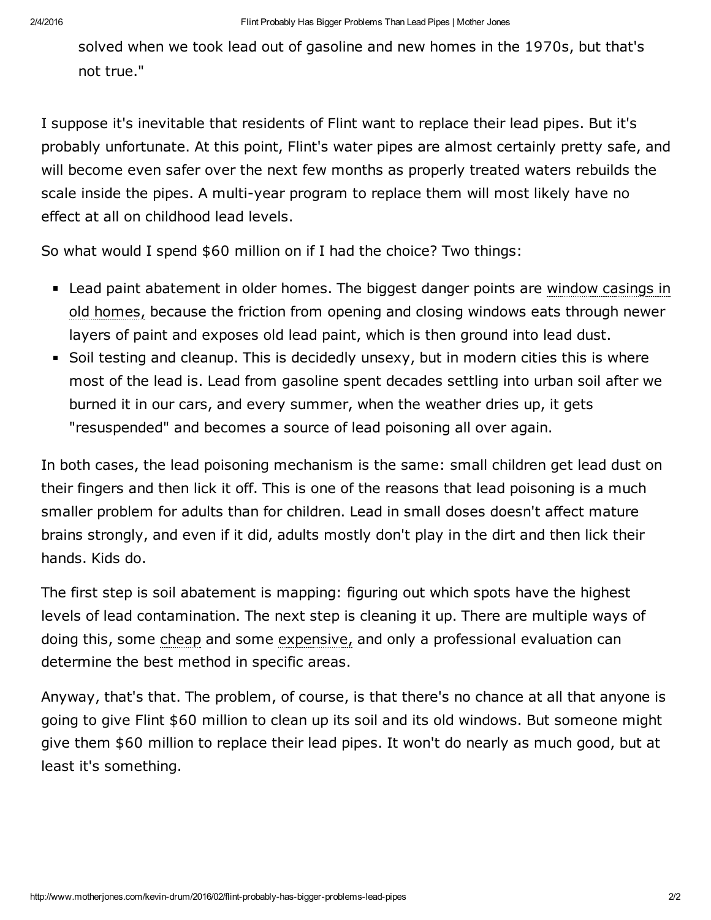solved when we took lead out of gasoline and new homes in the 1970s, but that's not true."

I suppose it's inevitable that residents of Flint want to replace their lead pipes. But it's probably unfortunate. At this point, Flint's water pipes are almost certainly pretty safe, and will become even safer over the next few months as properly treated waters rebuilds the scale inside the pipes. A multi-year program to replace them will most likely have no effect at all on childhood lead levels.

So what would I spend $60 million on if I had the choice? Two things:

- Lead paint abatement in older homes. The biggest danger points are window casings in old homes, because the friction from opening and closing windows eats through newer layers of paint and exposes old lead paint, which is then ground into lead dust.
- Soil testing and cleanup. This is decidedly unsexy, but in modern cities this is where most of the lead is. Lead from gasoline spent decades settling into urban soil after we burned it in our cars, and every summer, when the weather dries up, it gets "resuspended" and becomes a source of lead poisoning all over again.

In both cases, the lead poisoning mechanism is the same: small children get lead dust on their fingers and then lick it off. This is one of the reasons that lead poisoning is a much smaller problem for adults than for children. Lead in small doses doesn't affect mature brains strongly, and even if it did, adults mostly don't play in the dirt and then lick their hands. Kids do.

The first step is soil abatement is mapping: figuring out which spots have the highest levels of lead contamination. The next step is cleaning it up. There are multiple ways of doing this, some cheap and some expensive, and only a professional evaluation can determine the best method in specific areas.

Anyway, that's that. The problem, of course, is that there's no chance at all that anyone is going to give Flint $60 million to clean up its soil and its old windows. But someone might give them $60 million to replace their lead pipes. It won't do nearly as much good, but at least it's something.